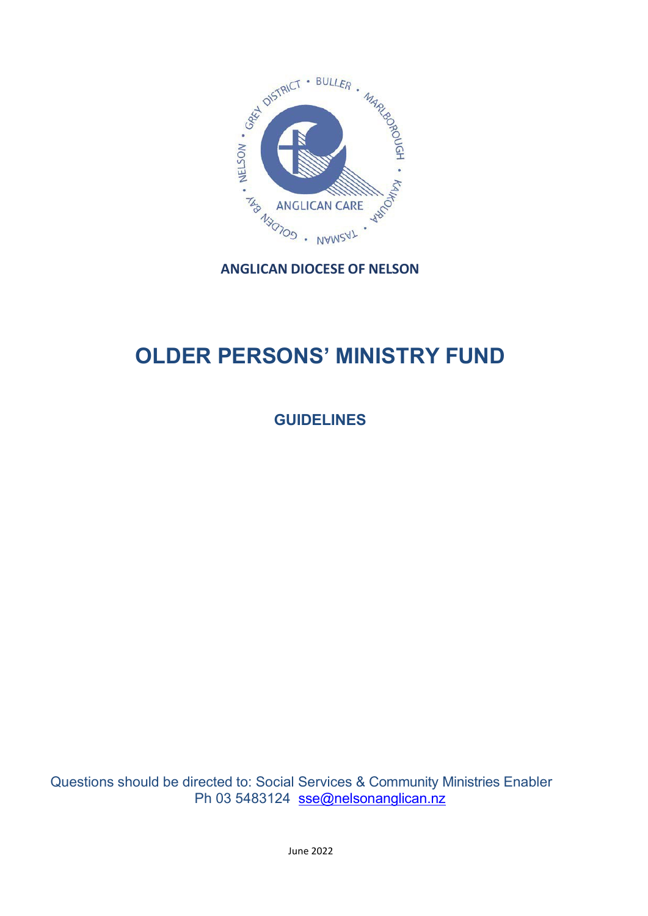**ANGLICAN DIOCESE OF NELSON**

# OLDER PERSONS' MINISTRY FUND

## GUIDELINES

Questions should be directed to: Social Services & Community Ministries Enabler
Ph 03 5483124 sse@nelsonanglican.nz

June 2022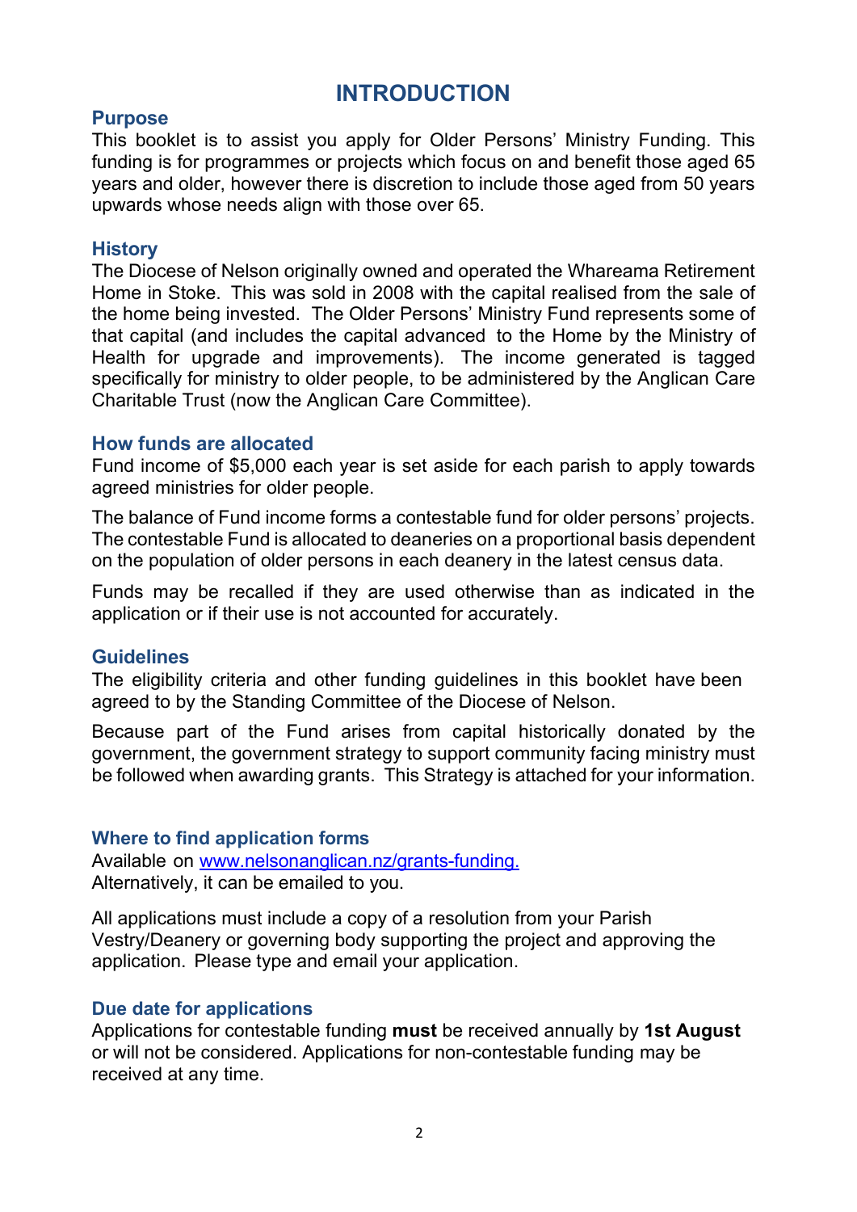# INTRODUCTION

## Purpose

This booklet is to assist you apply for Older Persons' Ministry Funding. This funding is for programmes or projects which focus on and benefit those aged 65 years and older, however there is discretion to include those aged from 50 years upwards whose needs align with those over 65.

## History

The Diocese of Nelson originally owned and operated the Whareama Retirement Home in Stoke. This was sold in 2008 with the capital realised from the sale of the home being invested. The Older Persons' Ministry Fund represents some of that capital (and includes the capital advanced to the Home by the Ministry of Health for upgrade and improvements). The income generated is tagged specifically for ministry to older people, to be administered by the Anglican Care Charitable Trust (now the Anglican Care Committee).

## How funds are allocated

Fund income of $5,000 each year is set aside for each parish to apply towards agreed ministries for older people.

The balance of Fund income forms a contestable fund for older persons' projects. The contestable Fund is allocated to deaneries on a proportional basis dependent on the population of older persons in each deanery in the latest census data.

Funds may be recalled if they are used otherwise than as indicated in the application or if their use is not accounted for accurately.

## Guidelines

The eligibility criteria and other funding guidelines in this booklet have been agreed to by the Standing Committee of the Diocese of Nelson.

Because part of the Fund arises from capital historically donated by the government, the government strategy to support community facing ministry must be followed when awarding grants. This Strategy is attached for your information.

## Where to find application forms

Available on [www.nelsonanglican.nz/grants-funding.](http://www.nelsonanglican.nz/grants-funding)
Alternatively, it can be emailed to you.

All applications must include a copy of a resolution from your Parish Vestry/Deanery or governing body supporting the project and approving the application. Please type and email your application.

## Due date for applications

Applications for contestable funding **must** be received annually by **1st August** or will not be considered. Applications for non-contestable funding may be received at any time.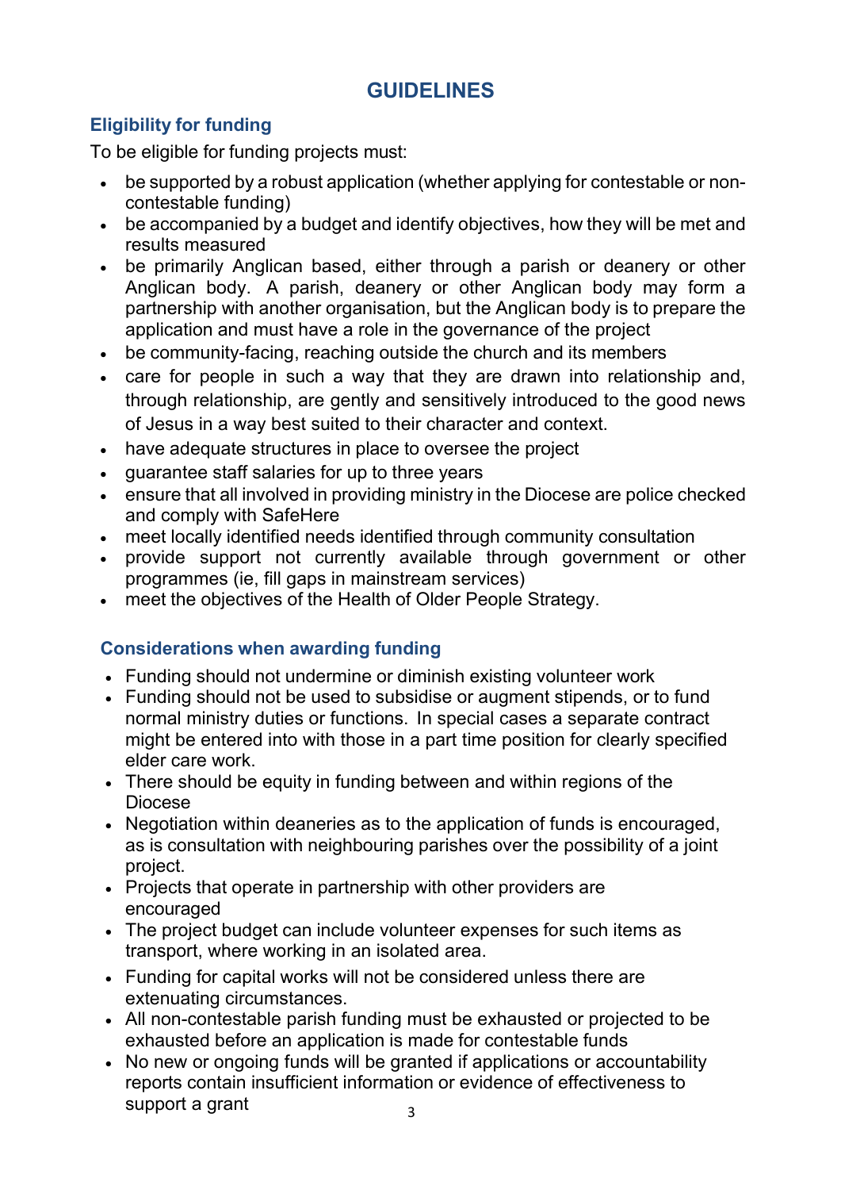# GUIDELINES

## Eligibility for funding

To be eligible for funding projects must:

- be supported by a robust application (whether applying for contestable or non-contestable funding)
- be accompanied by a budget and identify objectives, how they will be met and results measured
- be primarily Anglican based, either through a parish or deanery or other Anglican body. A parish, deanery or other Anglican body may form a partnership with another organisation, but the Anglican body is to prepare the application and must have a role in the governance of the project
- be community-facing, reaching outside the church and its members
- care for people in such a way that they are drawn into relationship and, through relationship, are gently and sensitively introduced to the good news of Jesus in a way best suited to their character and context.
- have adequate structures in place to oversee the project
- guarantee staff salaries for up to three years
- ensure that all involved in providing ministry in the Diocese are police checked and comply with SafeHere
- meet locally identified needs identified through community consultation
- provide support not currently available through government or other programmes (ie, fill gaps in mainstream services)
- meet the objectives of the Health of Older People Strategy.

## Considerations when awarding funding

- Funding should not undermine or diminish existing volunteer work
- Funding should not be used to subsidise or augment stipends, or to fund normal ministry duties or functions. In special cases a separate contract might be entered into with those in a part time position for clearly specified elder care work.
- There should be equity in funding between and within regions of the Diocese
- Negotiation within deaneries as to the application of funds is encouraged, as is consultation with neighbouring parishes over the possibility of a joint project.
- Projects that operate in partnership with other providers are encouraged
- The project budget can include volunteer expenses for such items as transport, where working in an isolated area.
- Funding for capital works will not be considered unless there are extenuating circumstances.
- All non-contestable parish funding must be exhausted or projected to be exhausted before an application is made for contestable funds
- No new or ongoing funds will be granted if applications or accountability reports contain insufficient information or evidence of effectiveness to support a grant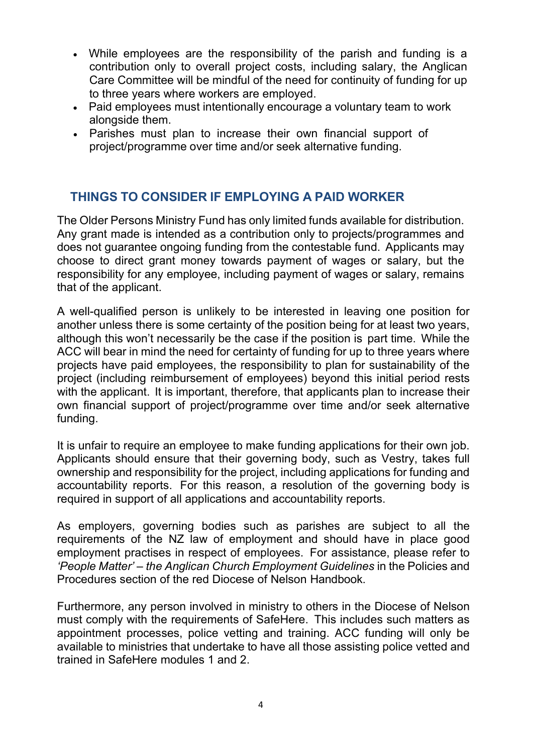- While employees are the responsibility of the parish and funding is a contribution only to overall project costs, including salary, the Anglican Care Committee will be mindful of the need for continuity of funding for up to three years where workers are employed.
- Paid employees must intentionally encourage a voluntary team to work alongside them.
- Parishes must plan to increase their own financial support of project/programme over time and/or seek alternative funding.

## THINGS TO CONSIDER IF EMPLOYING A PAID WORKER

The Older Persons Ministry Fund has only limited funds available for distribution. Any grant made is intended as a contribution only to projects/programmes and does not guarantee ongoing funding from the contestable fund. Applicants may choose to direct grant money towards payment of wages or salary, but the responsibility for any employee, including payment of wages or salary, remains that of the applicant.

A well-qualified person is unlikely to be interested in leaving one position for another unless there is some certainty of the position being for at least two years, although this won't necessarily be the case if the position is part time. While the ACC will bear in mind the need for certainty of funding for up to three years where projects have paid employees, the responsibility to plan for sustainability of the project (including reimbursement of employees) beyond this initial period rests with the applicant. It is important, therefore, that applicants plan to increase their own financial support of project/programme over time and/or seek alternative funding.

It is unfair to require an employee to make funding applications for their own job. Applicants should ensure that their governing body, such as Vestry, takes full ownership and responsibility for the project, including applications for funding and accountability reports. For this reason, a resolution of the governing body is required in support of all applications and accountability reports.

As employers, governing bodies such as parishes are subject to all the requirements of the NZ law of employment and should have in place good employment practises in respect of employees. For assistance, please refer to *'People Matter' – the Anglican Church Employment Guidelines* in the Policies and Procedures section of the red Diocese of Nelson Handbook.

Furthermore, any person involved in ministry to others in the Diocese of Nelson must comply with the requirements of SafeHere. This includes such matters as appointment processes, police vetting and training. ACC funding will only be available to ministries that undertake to have all those assisting police vetted and trained in SafeHere modules 1 and 2.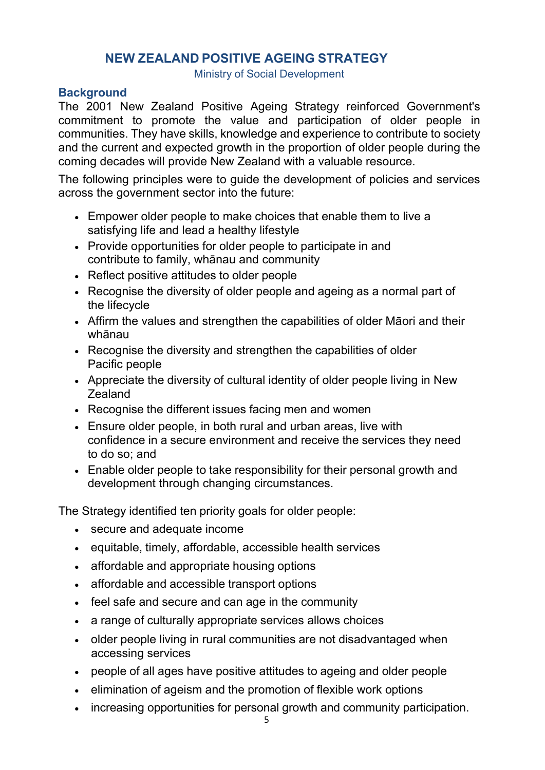# NEW ZEALAND POSITIVE AGEING STRATEGY

Ministry of Social Development

## Background

The 2001 New Zealand Positive Ageing Strategy reinforced Government's commitment to promote the value and participation of older people in communities. They have skills, knowledge and experience to contribute to society and the current and expected growth in the proportion of older people during the coming decades will provide New Zealand with a valuable resource.

The following principles were to guide the development of policies and services across the government sector into the future:

- Empower older people to make choices that enable them to live a satisfying life and lead a healthy lifestyle
- Provide opportunities for older people to participate in and contribute to family, whānau and community
- Reflect positive attitudes to older people
- Recognise the diversity of older people and ageing as a normal part of the lifecycle
- Affirm the values and strengthen the capabilities of older Māori and their whānau
- Recognise the diversity and strengthen the capabilities of older Pacific people
- Appreciate the diversity of cultural identity of older people living in New Zealand
- Recognise the different issues facing men and women
- Ensure older people, in both rural and urban areas, live with confidence in a secure environment and receive the services they need to do so; and
- Enable older people to take responsibility for their personal growth and development through changing circumstances.

The Strategy identified ten priority goals for older people:

- secure and adequate income
- equitable, timely, affordable, accessible health services
- affordable and appropriate housing options
- affordable and accessible transport options
- feel safe and secure and can age in the community
- a range of culturally appropriate services allows choices
- older people living in rural communities are not disadvantaged when accessing services
- people of all ages have positive attitudes to ageing and older people
- elimination of ageism and the promotion of flexible work options
- increasing opportunities for personal growth and community participation.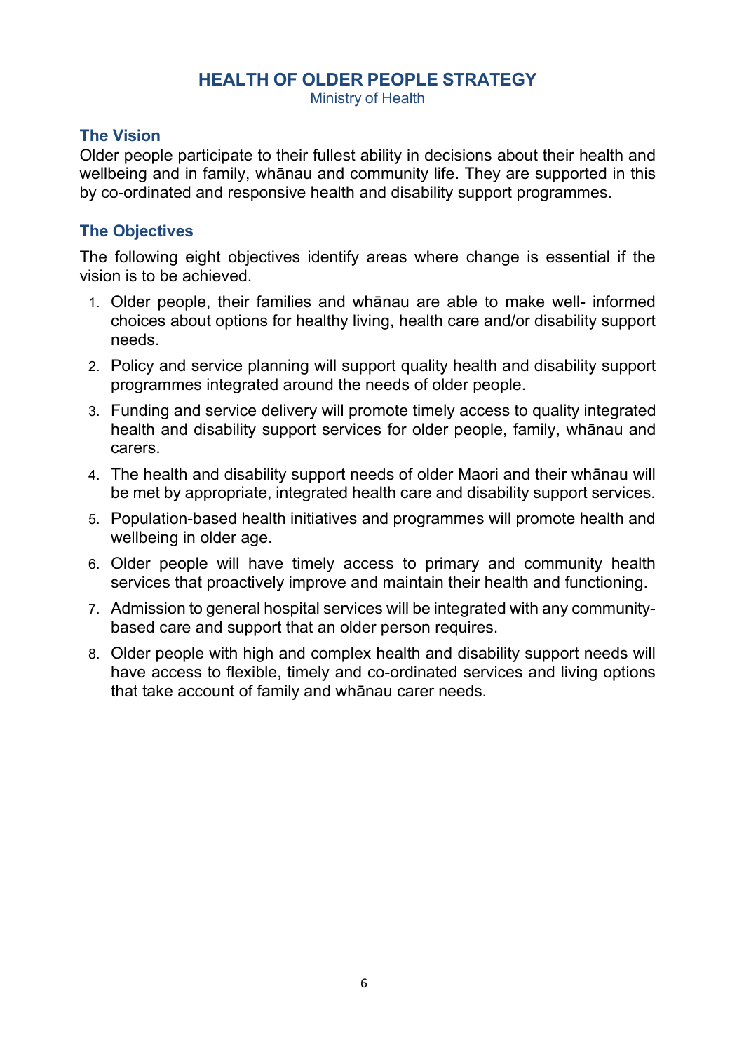# HEALTH OF OLDER PEOPLE STRATEGY

Ministry of Health

## The Vision

Older people participate to their fullest ability in decisions about their health and wellbeing and in family, whānau and community life. They are supported in this by co-ordinated and responsive health and disability support programmes.

## The Objectives

The following eight objectives identify areas where change is essential if the vision is to be achieved.

1. Older people, their families and whānau are able to make well- informed choices about options for healthy living, health care and/or disability support needs.
2. Policy and service planning will support quality health and disability support programmes integrated around the needs of older people.
3. Funding and service delivery will promote timely access to quality integrated health and disability support services for older people, family, whānau and carers.
4. The health and disability support needs of older Maori and their whānau will be met by appropriate, integrated health care and disability support services.
5. Population-based health initiatives and programmes will promote health and wellbeing in older age.
6. Older people will have timely access to primary and community health services that proactively improve and maintain their health and functioning.
7. Admission to general hospital services will be integrated with any community-based care and support that an older person requires.
8. Older people with high and complex health and disability support needs will have access to flexible, timely and co-ordinated services and living options that take account of family and whānau carer needs.